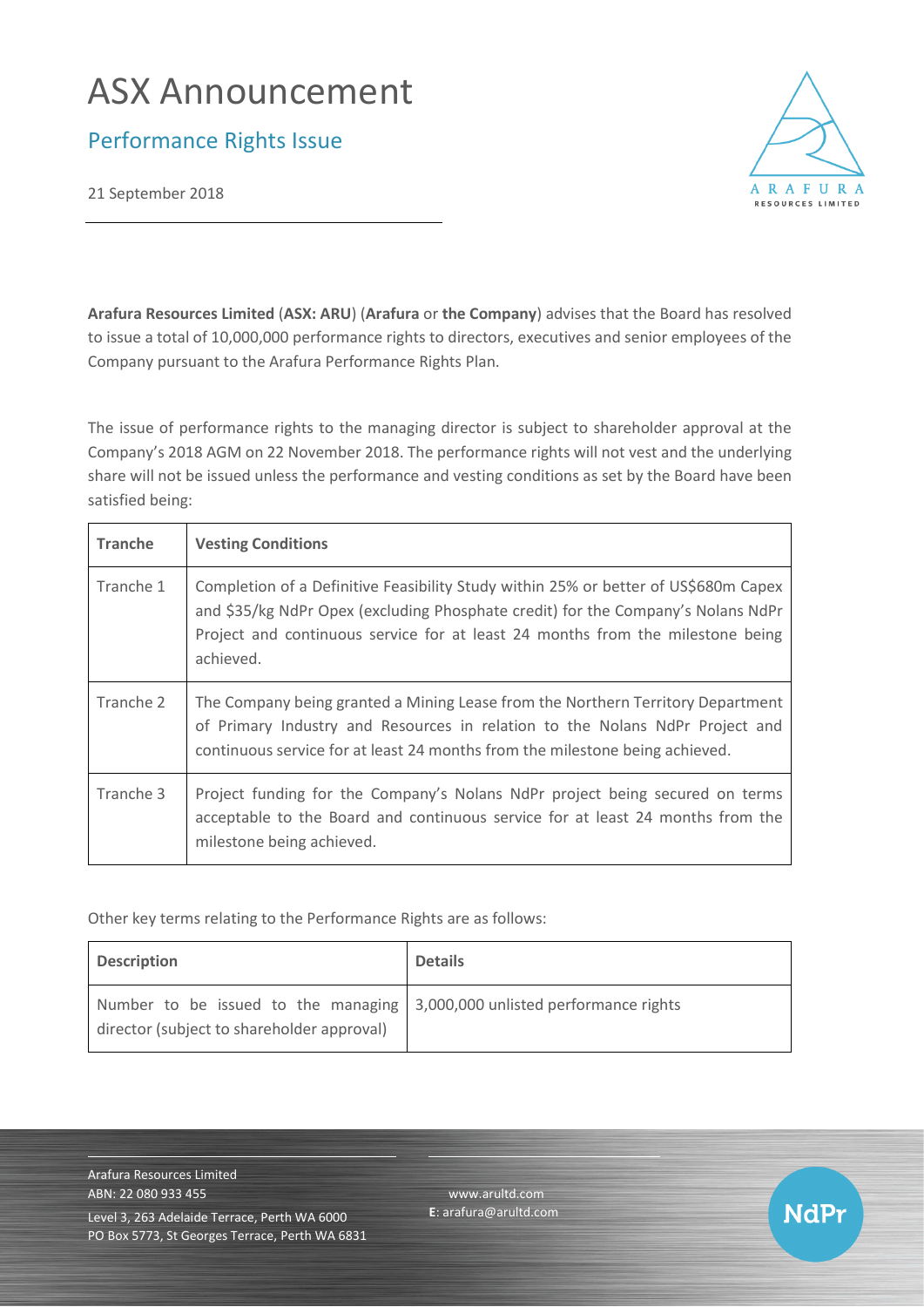# ASX Announcement

## Performance Rights Issue

21 September 2018

**Arafura Resources Limited** (**ASX: ARU**) (**Arafura** or **the Company**) advises that the Board has resolved to issue a total of 10,000,000 performance rights to directors, executives and senior employees of the Company pursuant to the Arafura Performance Rights Plan.

The issue of performance rights to the managing director is subject to shareholder approval at the Company's 2018 AGM on 22 November 2018. The performance rights will not vest and the underlying share will not be issued unless the performance and vesting conditions as set by the Board have been satisfied being:

| Tranche | Vesting Conditions |
|---|---|
| Tranche 1 | Completion of a Definitive Feasibility Study within 25% or better of US$680m Capex and $35/kg NdPr Opex (excluding Phosphate credit) for the Company's Nolans NdPr Project and continuous service for at least 24 months from the milestone being achieved. |
| Tranche 2 | The Company being granted a Mining Lease from the Northern Territory Department of Primary Industry and Resources in relation to the Nolans NdPr Project and continuous service for at least 24 months from the milestone being achieved. |
| Tranche 3 | Project funding for the Company's Nolans NdPr project being secured on terms acceptable to the Board and continuous service for at least 24 months from the milestone being achieved. |

Other key terms relating to the Performance Rights are as follows:

| Description | Details |
|---|---|
| Number to be issued to the managing director (subject to shareholder approval) | 3,000,000 unlisted performance rights |

Arafura Resources Limited
ABN: 22 080 933 455
Level 3, 263 Adelaide Terrace, Perth WA 6000
PO Box 5773, St Georges Terrace, Perth WA 6831

www.arultd.com
**E**: arafura@arultd.com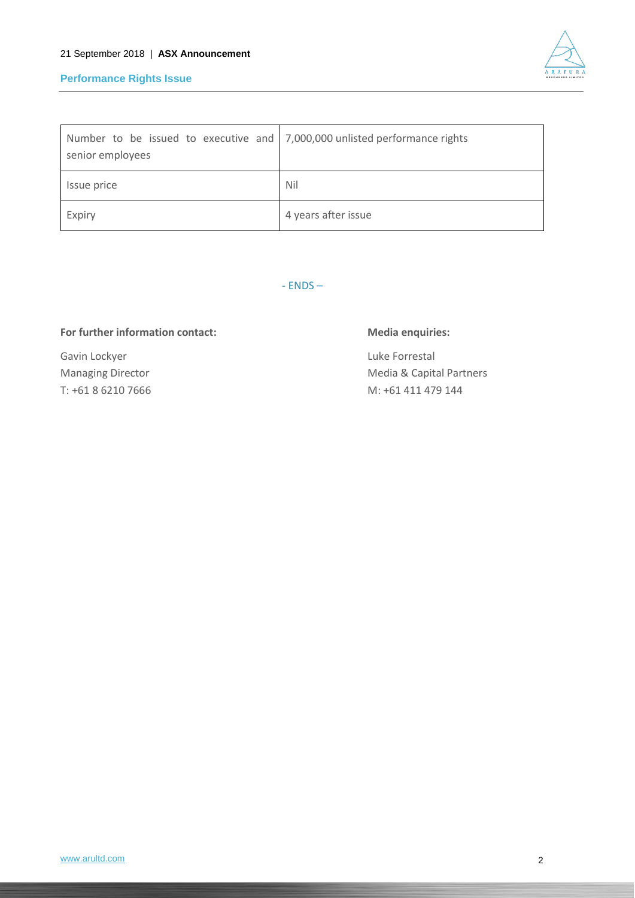| | |
|---|---|
| Number to be issued to executive and senior employees | 7,000,000 unlisted performance rights |
| Issue price | Nil |
| Expiry | 4 years after issue |

- ENDS –

**For further information contact:**

Gavin Lockyer
Managing Director
T: +61 8 6210 7666

**Media enquiries:**

Luke Forrestal
Media & Capital Partners
M: +61 411 479 144